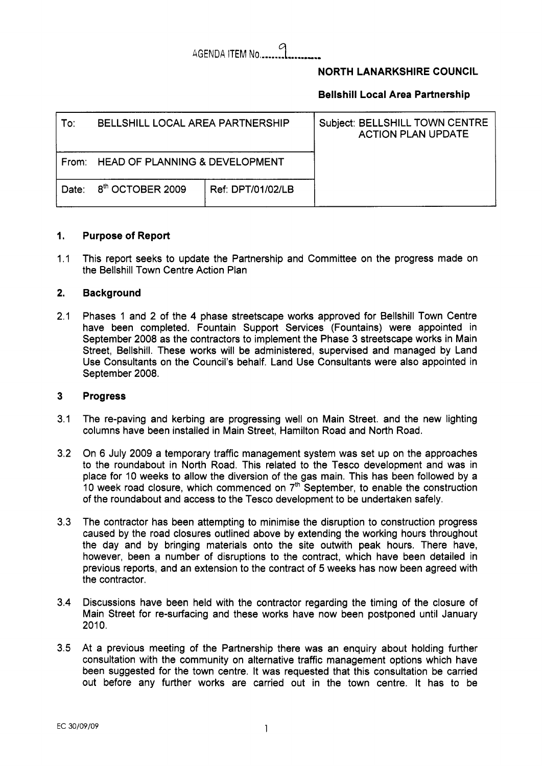AGENDA ITEM No......9.........

**NORTH LANARKSHIRE COUNCIL**

**Bellshill Local Area Partnership**

| To: BELLSHILL LOCAL AREA PARTNERSHIP | | Subject: BELLSHILL TOWN CENTRE ACTION PLAN UPDATE |
|---|---|---|
| From: HEAD OF PLANNING & DEVELOPMENT | | |
| Date: 8th OCTOBER 2009 | Ref: DPT/01/02/LB | |

## 1. Purpose of Report

1.1 This report seeks to update the Partnership and Committee on the progress made on the Bellshill Town Centre Action Plan

## 2. Background

2.1 Phases 1 and 2 of the 4 phase streetscape works approved for Bellshill Town Centre have been completed. Fountain Support Services (Fountains) were appointed in September 2008 as the contractors to implement the Phase 3 streetscape works in Main Street, Bellshill. These works will be administered, supervised and managed by Land Use Consultants on the Council's behalf. Land Use Consultants were also appointed in September 2008.

## 3 Progress

3.1 The re-paving and kerbing are progressing well on Main Street. and the new lighting columns have been installed in Main Street, Hamilton Road and North Road.

3.2 On 6 July 2009 a temporary traffic management system was set up on the approaches to the roundabout in North Road. This related to the Tesco development and was in place for 10 weeks to allow the diversion of the gas main. This has been followed by a 10 week road closure, which commenced on 7th September, to enable the construction of the roundabout and access to the Tesco development to be undertaken safely.

3.3 The contractor has been attempting to minimise the disruption to construction progress caused by the road closures outlined above by extending the working hours throughout the day and by bringing materials onto the site outwith peak hours. There have, however, been a number of disruptions to the contract, which have been detailed in previous reports, and an extension to the contract of 5 weeks has now been agreed with the contractor.

3.4 Discussions have been held with the contractor regarding the timing of the closure of Main Street for re-surfacing and these works have now been postponed until January 2010.

3.5 At a previous meeting of the Partnership there was an enquiry about holding further consultation with the community on alternative traffic management options which have been suggested for the town centre. It was requested that this consultation be carried out before any further works are carried out in the town centre. It has to be

EC 30/09/09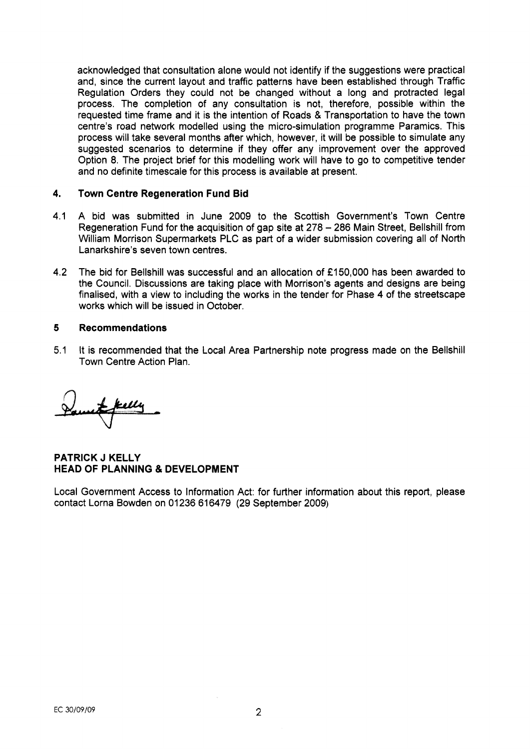acknowledged that consultation alone would not identify if the suggestions were practical and, since the current layout and traffic patterns have been established through Traffic Regulation Orders they could not be changed without a long and protracted legal process. The completion of any consultation is not, therefore, possible within the requested time frame and it is the intention of Roads & Transportation to have the town centre's road network modelled using the micro-simulation programme Paramics. This process will take several months after which, however, it will be possible to simulate any suggested scenarios to determine if they offer any improvement over the approved Option 8. The project brief for this modelling work will have to go to competitive tender and no definite timescale for this process is available at present.

## 4. Town Centre Regeneration Fund Bid

4.1 A bid was submitted in June 2009 to the Scottish Government's Town Centre Regeneration Fund for the acquisition of gap site at 278 – 286 Main Street, Bellshill from William Morrison Supermarkets PLC as part of a wider submission covering all of North Lanarkshire's seven town centres.

4.2 The bid for Bellshill was successful and an allocation of £150,000 has been awarded to the Council. Discussions are taking place with Morrison's agents and designs are being finalised, with a view to including the works in the tender for Phase 4 of the streetscape works which will be issued in October.

## 5 Recommendations

5.1 It is recommended that the Local Area Partnership note progress made on the Bellshill Town Centre Action Plan.

**PATRICK J KELLY**
**HEAD OF PLANNING & DEVELOPMENT**

Local Government Access to Information Act: for further information about this report, please contact Lorna Bowden on 01236 616479 (29 September 2009)

EC 30/09/09